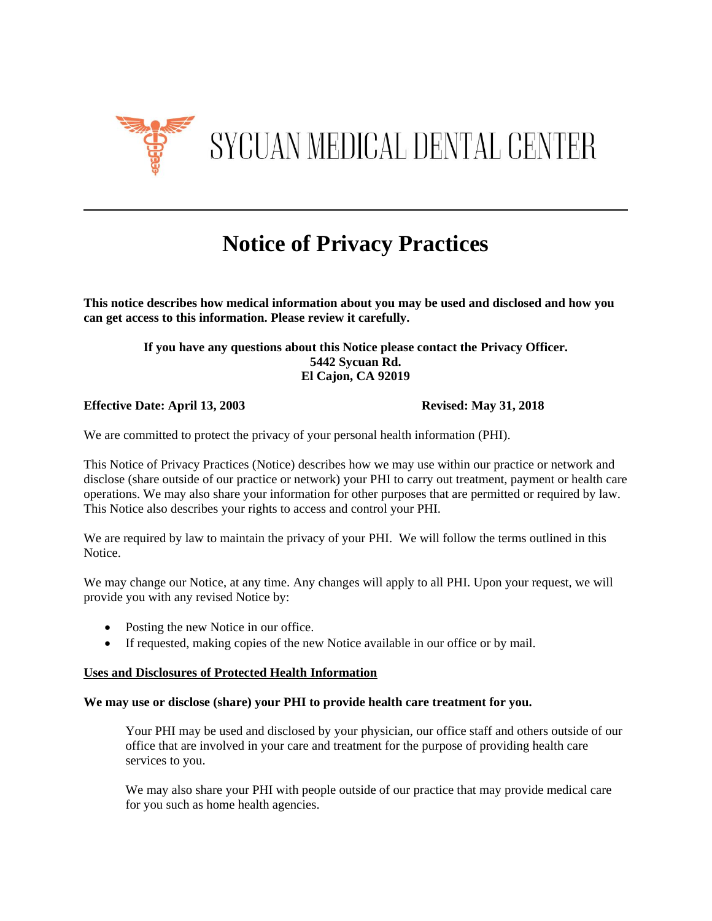# SYCUAN MEDICAL DENTAL CENTER

---

## Notice of Privacy Practices

**This notice describes how medical information about you may be used and disclosed and how you can get access to this information. Please review it carefully.**

**If you have any questions about this Notice please contact the Privacy Officer.**
**5442 Sycuan Rd.**
**El Cajon, CA 92019**

**Effective Date: April 13, 2003** **Revised: May 31, 2018**

We are committed to protect the privacy of your personal health information (PHI).

This Notice of Privacy Practices (Notice) describes how we may use within our practice or network and disclose (share outside of our practice or network) your PHI to carry out treatment, payment or health care operations. We may also share your information for other purposes that are permitted or required by law. This Notice also describes your rights to access and control your PHI.

We are required by law to maintain the privacy of your PHI. We will follow the terms outlined in this Notice.

We may change our Notice, at any time. Any changes will apply to all PHI. Upon your request, we will provide you with any revised Notice by:

- Posting the new Notice in our office.
- If requested, making copies of the new Notice available in our office or by mail.

**<u>Uses and Disclosures of Protected Health Information</u>**

**We may use or disclose (share) your PHI to provide health care treatment for you.**

Your PHI may be used and disclosed by your physician, our office staff and others outside of our office that are involved in your care and treatment for the purpose of providing health care services to you.

We may also share your PHI with people outside of our practice that may provide medical care for you such as home health agencies.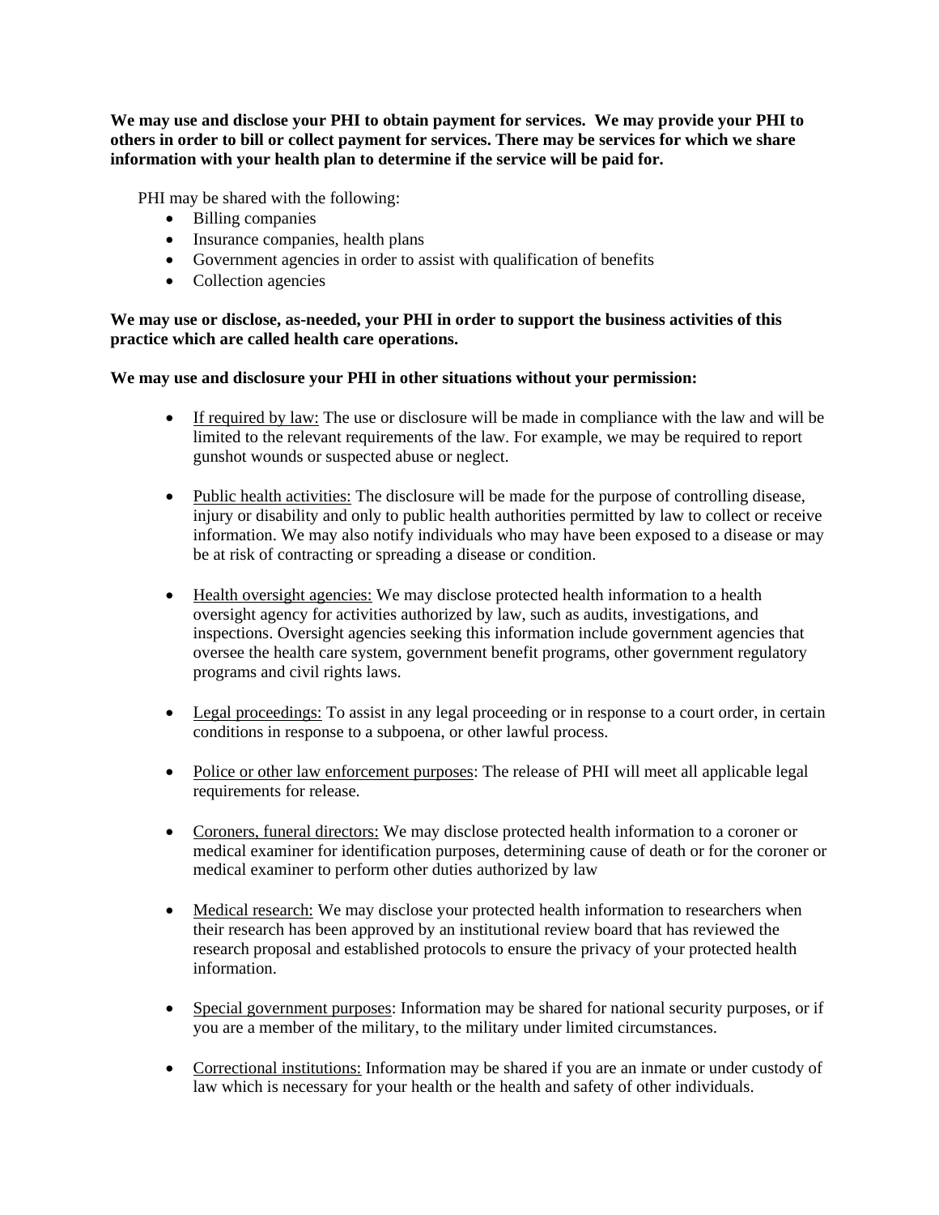**We may use and disclose your PHI to obtain payment for services. We may provide your PHI to others in order to bill or collect payment for services. There may be services for which we share information with your health plan to determine if the service will be paid for.**

PHI may be shared with the following:

- Billing companies
- Insurance companies, health plans
- Government agencies in order to assist with qualification of benefits
- Collection agencies

**We may use or disclose, as-needed, your PHI in order to support the business activities of this practice which are called health care operations.**

**We may use and disclosure your PHI in other situations without your permission:**

- <u>If required by law:</u> The use or disclosure will be made in compliance with the law and will be limited to the relevant requirements of the law. For example, we may be required to report gunshot wounds or suspected abuse or neglect.

- <u>Public health activities:</u> The disclosure will be made for the purpose of controlling disease, injury or disability and only to public health authorities permitted by law to collect or receive information. We may also notify individuals who may have been exposed to a disease or may be at risk of contracting or spreading a disease or condition.

- <u>Health oversight agencies:</u> We may disclose protected health information to a health oversight agency for activities authorized by law, such as audits, investigations, and inspections. Oversight agencies seeking this information include government agencies that oversee the health care system, government benefit programs, other government regulatory programs and civil rights laws.

- <u>Legal proceedings:</u> To assist in any legal proceeding or in response to a court order, in certain conditions in response to a subpoena, or other lawful process.

- <u>Police or other law enforcement purposes</u>: The release of PHI will meet all applicable legal requirements for release.

- <u>Coroners, funeral directors:</u> We may disclose protected health information to a coroner or medical examiner for identification purposes, determining cause of death or for the coroner or medical examiner to perform other duties authorized by law

- <u>Medical research:</u> We may disclose your protected health information to researchers when their research has been approved by an institutional review board that has reviewed the research proposal and established protocols to ensure the privacy of your protected health information.

- <u>Special government purposes</u>: Information may be shared for national security purposes, or if you are a member of the military, to the military under limited circumstances.

- <u>Correctional institutions:</u> Information may be shared if you are an inmate or under custody of law which is necessary for your health or the health and safety of other individuals.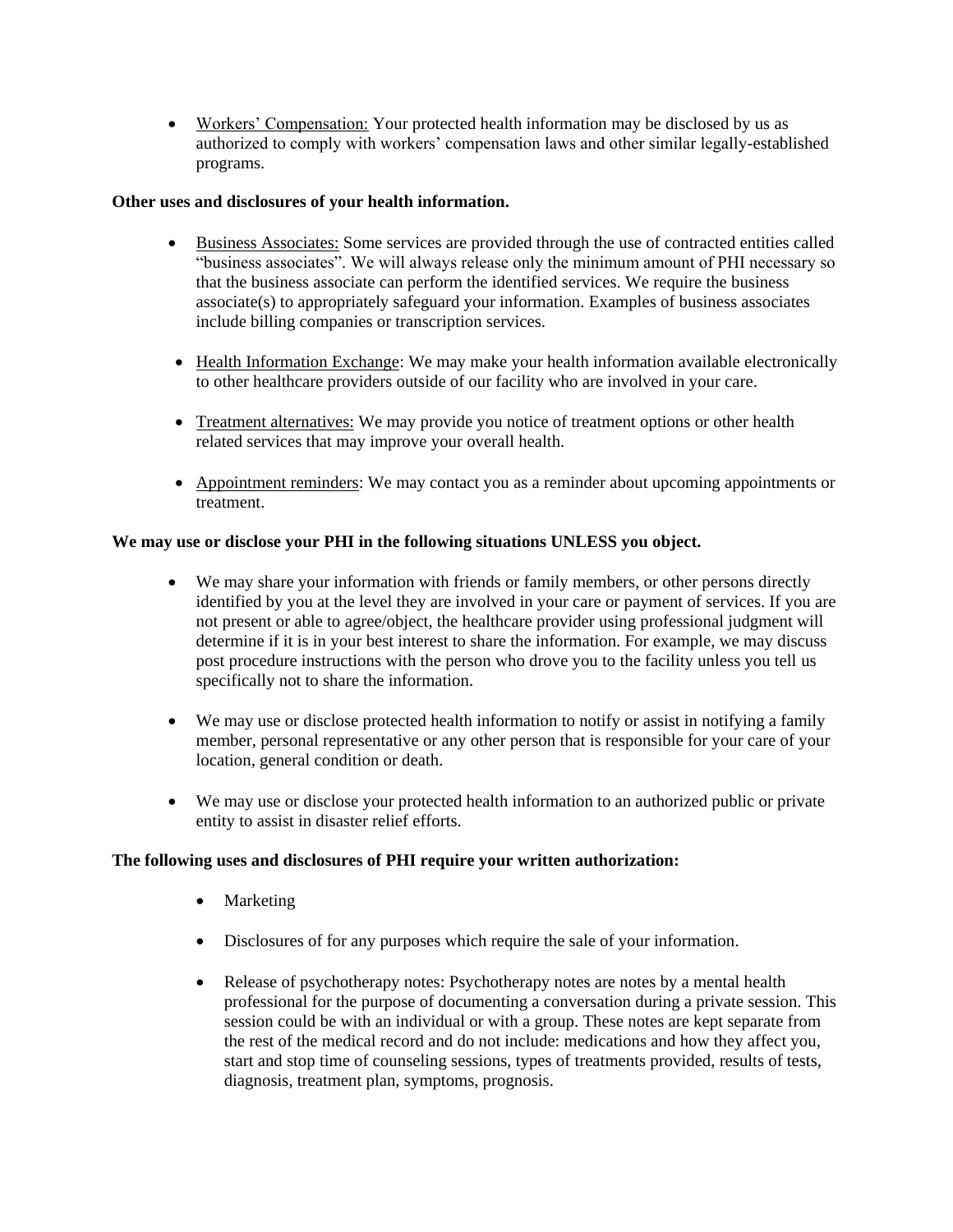- Workers' Compensation: Your protected health information may be disclosed by us as authorized to comply with workers' compensation laws and other similar legally-established programs.

**Other uses and disclosures of your health information.**

- Business Associates: Some services are provided through the use of contracted entities called "business associates". We will always release only the minimum amount of PHI necessary so that the business associate can perform the identified services. We require the business associate(s) to appropriately safeguard your information. Examples of business associates include billing companies or transcription services.

- Health Information Exchange: We may make your health information available electronically to other healthcare providers outside of our facility who are involved in your care.

- Treatment alternatives: We may provide you notice of treatment options or other health related services that may improve your overall health.

- Appointment reminders: We may contact you as a reminder about upcoming appointments or treatment.

**We may use or disclose your PHI in the following situations UNLESS you object.**

- We may share your information with friends or family members, or other persons directly identified by you at the level they are involved in your care or payment of services. If you are not present or able to agree/object, the healthcare provider using professional judgment will determine if it is in your best interest to share the information. For example, we may discuss post procedure instructions with the person who drove you to the facility unless you tell us specifically not to share the information.

- We may use or disclose protected health information to notify or assist in notifying a family member, personal representative or any other person that is responsible for your care of your location, general condition or death.

- We may use or disclose your protected health information to an authorized public or private entity to assist in disaster relief efforts.

**The following uses and disclosures of PHI require your written authorization:**

- Marketing

- Disclosures of for any purposes which require the sale of your information.

- Release of psychotherapy notes: Psychotherapy notes are notes by a mental health professional for the purpose of documenting a conversation during a private session. This session could be with an individual or with a group. These notes are kept separate from the rest of the medical record and do not include: medications and how they affect you, start and stop time of counseling sessions, types of treatments provided, results of tests, diagnosis, treatment plan, symptoms, prognosis.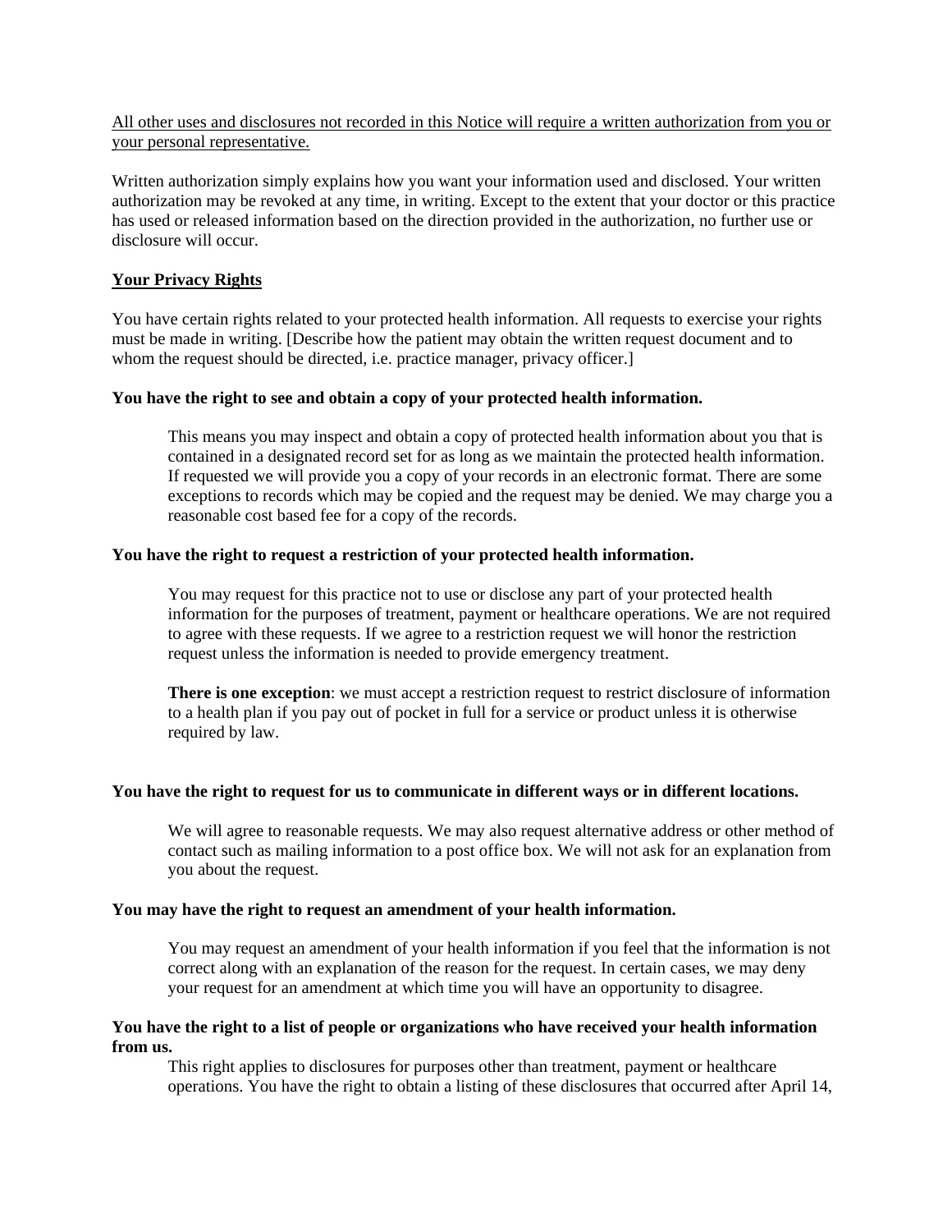<u>All other uses and disclosures not recorded in this Notice will require a written authorization from you or your personal representative.</u>

Written authorization simply explains how you want your information used and disclosed. Your written authorization may be revoked at any time, in writing. Except to the extent that your doctor or this practice has used or released information based on the direction provided in the authorization, no further use or disclosure will occur.

## <u>Your Privacy Rights</u>

You have certain rights related to your protected health information. All requests to exercise your rights must be made in writing. [Describe how the patient may obtain the written request document and to whom the request should be directed, i.e. practice manager, privacy officer.]

### You have the right to see and obtain a copy of your protected health information.

This means you may inspect and obtain a copy of protected health information about you that is contained in a designated record set for as long as we maintain the protected health information. If requested we will provide you a copy of your records in an electronic format. There are some exceptions to records which may be copied and the request may be denied. We may charge you a reasonable cost based fee for a copy of the records.

### You have the right to request a restriction of your protected health information.

You may request for this practice not to use or disclose any part of your protected health information for the purposes of treatment, payment or healthcare operations. We are not required to agree with these requests. If we agree to a restriction request we will honor the restriction request unless the information is needed to provide emergency treatment.

**There is one exception**: we must accept a restriction request to restrict disclosure of information to a health plan if you pay out of pocket in full for a service or product unless it is otherwise required by law.

### You have the right to request for us to communicate in different ways or in different locations.

We will agree to reasonable requests. We may also request alternative address or other method of contact such as mailing information to a post office box. We will not ask for an explanation from you about the request.

### You may have the right to request an amendment of your health information.

You may request an amendment of your health information if you feel that the information is not correct along with an explanation of the reason for the request. In certain cases, we may deny your request for an amendment at which time you will have an opportunity to disagree.

### You have the right to a list of people or organizations who have received your health information from us.

This right applies to disclosures for purposes other than treatment, payment or healthcare operations. You have the right to obtain a listing of these disclosures that occurred after April 14,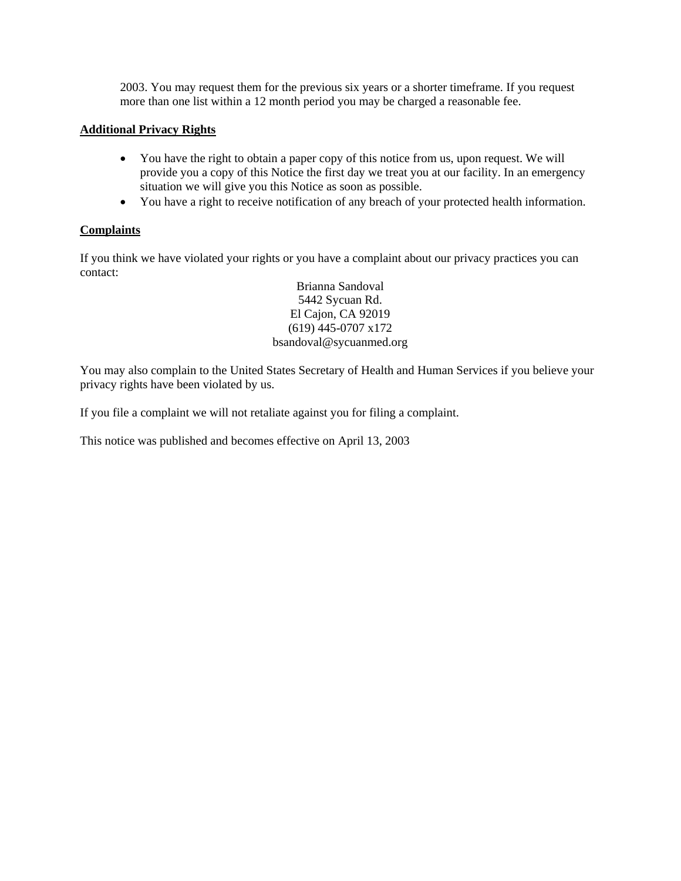2003. You may request them for the previous six years or a shorter timeframe. If you request more than one list within a 12 month period you may be charged a reasonable fee.

**Additional Privacy Rights**

- You have the right to obtain a paper copy of this notice from us, upon request. We will provide you a copy of this Notice the first day we treat you at our facility. In an emergency situation we will give you this Notice as soon as possible.
- You have a right to receive notification of any breach of your protected health information.

**Complaints**

If you think we have violated your rights or you have a complaint about our privacy practices you can contact:

Brianna Sandoval
5442 Sycuan Rd.
El Cajon, CA 92019
(619) 445-0707 x172
bsandoval@sycuanmed.org

You may also complain to the United States Secretary of Health and Human Services if you believe your privacy rights have been violated by us.

If you file a complaint we will not retaliate against you for filing a complaint.

This notice was published and becomes effective on April 13, 2003